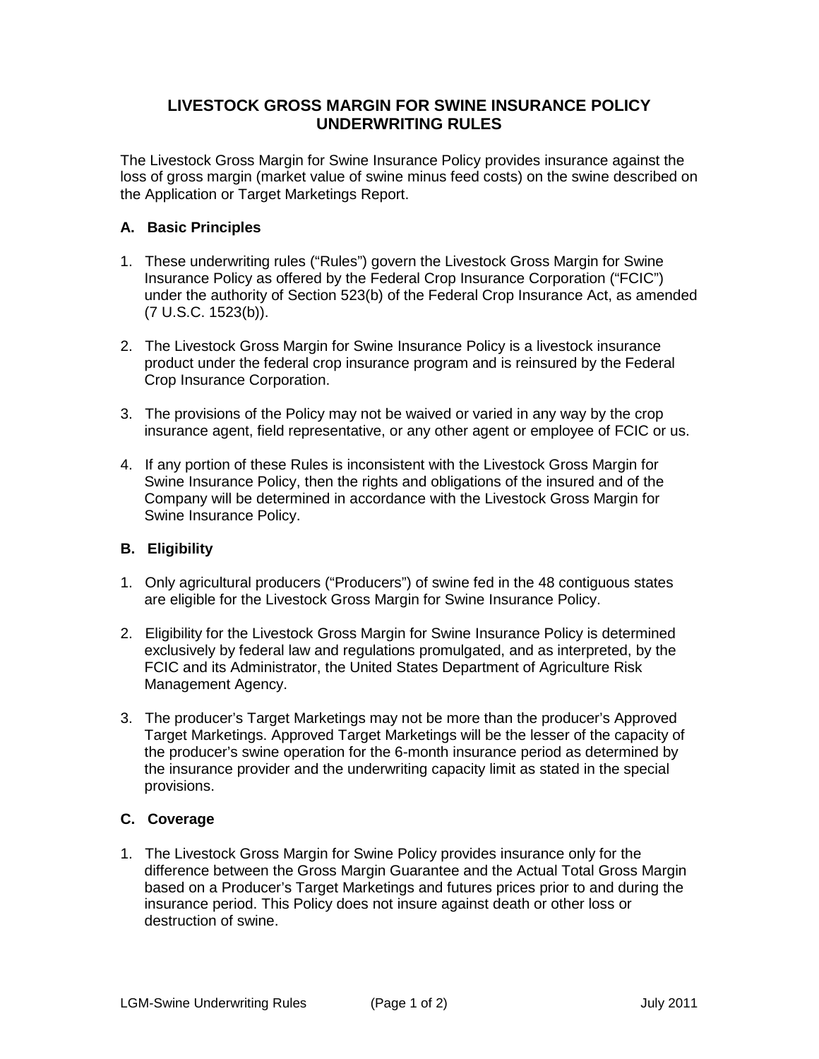# LIVESTOCK GROSS MARGIN FOR SWINE INSURANCE POLICY UNDERWRITING RULES

The Livestock Gross Margin for Swine Insurance Policy provides insurance against the loss of gross margin (market value of swine minus feed costs) on the swine described on the Application or Target Marketings Report.

## A. Basic Principles

1. These underwriting rules ("Rules") govern the Livestock Gross Margin for Swine Insurance Policy as offered by the Federal Crop Insurance Corporation ("FCIC") under the authority of Section 523(b) of the Federal Crop Insurance Act, as amended (7 U.S.C. 1523(b)).

2. The Livestock Gross Margin for Swine Insurance Policy is a livestock insurance product under the federal crop insurance program and is reinsured by the Federal Crop Insurance Corporation.

3. The provisions of the Policy may not be waived or varied in any way by the crop insurance agent, field representative, or any other agent or employee of FCIC or us.

4. If any portion of these Rules is inconsistent with the Livestock Gross Margin for Swine Insurance Policy, then the rights and obligations of the insured and of the Company will be determined in accordance with the Livestock Gross Margin for Swine Insurance Policy.

## B. Eligibility

1. Only agricultural producers ("Producers") of swine fed in the 48 contiguous states are eligible for the Livestock Gross Margin for Swine Insurance Policy.

2. Eligibility for the Livestock Gross Margin for Swine Insurance Policy is determined exclusively by federal law and regulations promulgated, and as interpreted, by the FCIC and its Administrator, the United States Department of Agriculture Risk Management Agency.

3. The producer's Target Marketings may not be more than the producer's Approved Target Marketings. Approved Target Marketings will be the lesser of the capacity of the producer's swine operation for the 6-month insurance period as determined by the insurance provider and the underwriting capacity limit as stated in the special provisions.

## C. Coverage

1. The Livestock Gross Margin for Swine Policy provides insurance only for the difference between the Gross Margin Guarantee and the Actual Total Gross Margin based on a Producer's Target Marketings and futures prices prior to and during the insurance period. This Policy does not insure against death or other loss or destruction of swine.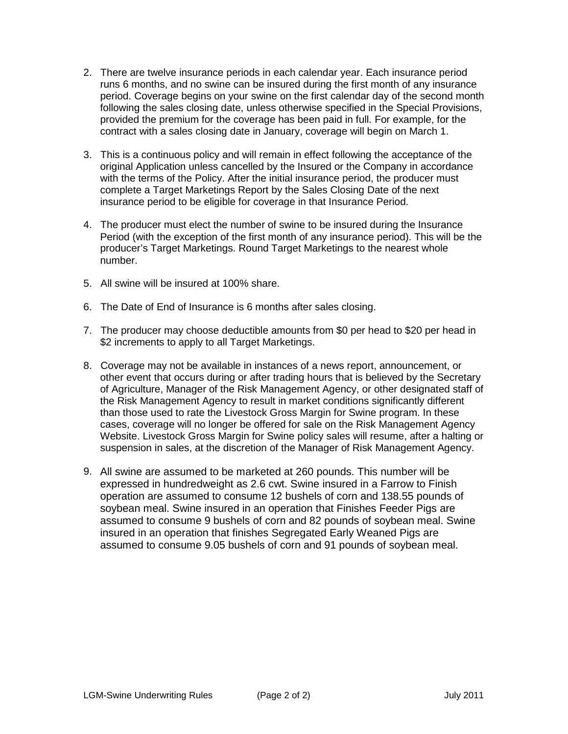2. There are twelve insurance periods in each calendar year. Each insurance period runs 6 months, and no swine can be insured during the first month of any insurance period. Coverage begins on your swine on the first calendar day of the second month following the sales closing date, unless otherwise specified in the Special Provisions, provided the premium for the coverage has been paid in full. For example, for the contract with a sales closing date in January, coverage will begin on March 1.

3. This is a continuous policy and will remain in effect following the acceptance of the original Application unless cancelled by the Insured or the Company in accordance with the terms of the Policy. After the initial insurance period, the producer must complete a Target Marketings Report by the Sales Closing Date of the next insurance period to be eligible for coverage in that Insurance Period.

4. The producer must elect the number of swine to be insured during the Insurance Period (with the exception of the first month of any insurance period). This will be the producer's Target Marketings. Round Target Marketings to the nearest whole number.

5. All swine will be insured at 100% share.

6. The Date of End of Insurance is 6 months after sales closing.

7. The producer may choose deductible amounts from $0 per head to $20 per head in $2 increments to apply to all Target Marketings.

8. Coverage may not be available in instances of a news report, announcement, or other event that occurs during or after trading hours that is believed by the Secretary of Agriculture, Manager of the Risk Management Agency, or other designated staff of the Risk Management Agency to result in market conditions significantly different than those used to rate the Livestock Gross Margin for Swine program. In these cases, coverage will no longer be offered for sale on the Risk Management Agency Website. Livestock Gross Margin for Swine policy sales will resume, after a halting or suspension in sales, at the discretion of the Manager of Risk Management Agency.

9. All swine are assumed to be marketed at 260 pounds. This number will be expressed in hundredweight as 2.6 cwt. Swine insured in a Farrow to Finish operation are assumed to consume 12 bushels of corn and 138.55 pounds of soybean meal. Swine insured in an operation that Finishes Feeder Pigs are assumed to consume 9 bushels of corn and 82 pounds of soybean meal. Swine insured in an operation that finishes Segregated Early Weaned Pigs are assumed to consume 9.05 bushels of corn and 91 pounds of soybean meal.